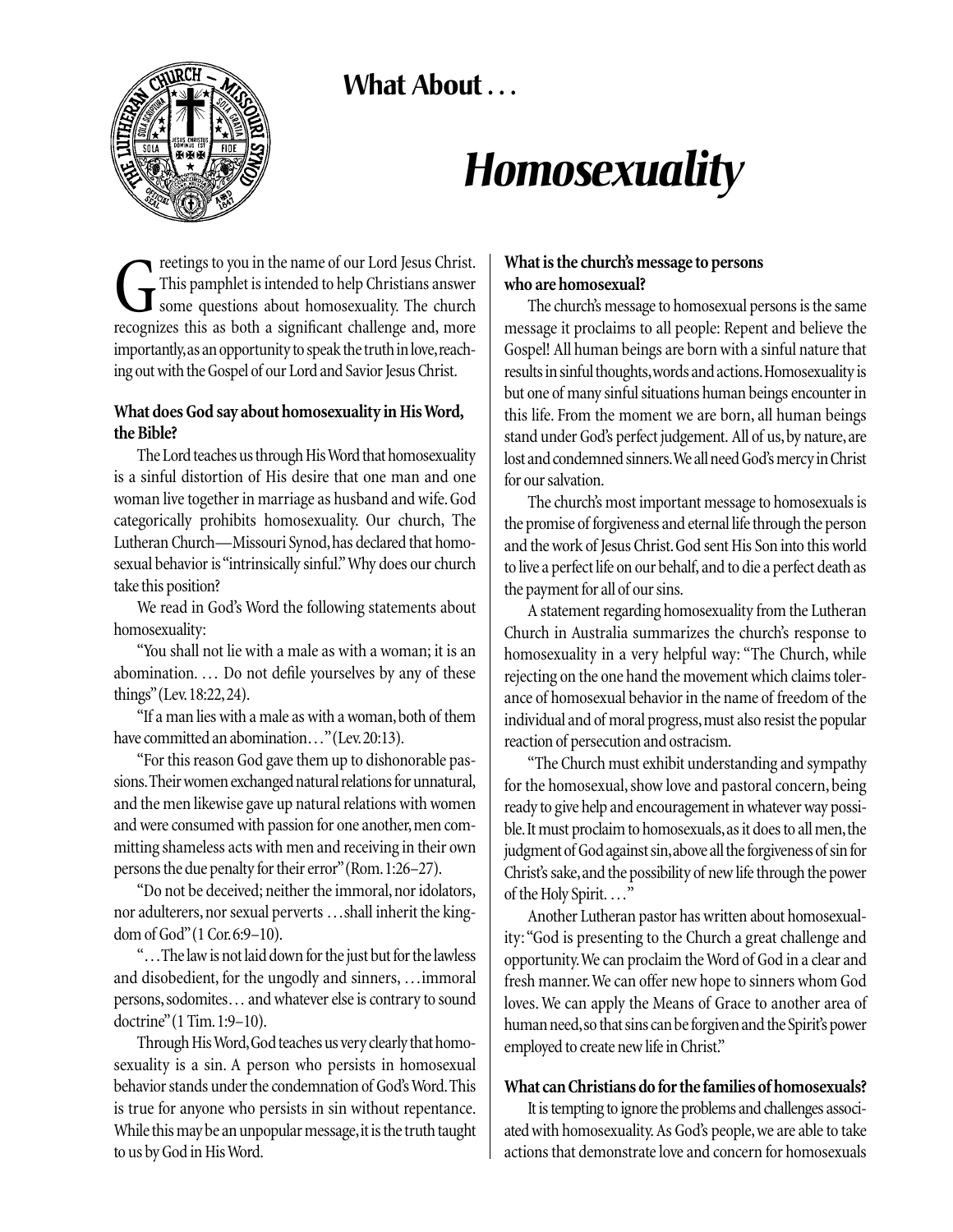# What About . . .

# *Homosexuality*

Greetings to you in the name of our Lord Jesus Christ. This pamphlet is intended to help Christians answer some questions about homosexuality. The church recognizes this as both a significant challenge and, more importantly, as an opportunity to speak the truth in love, reaching out with the Gospel of our Lord and Savior Jesus Christ.

**What does God say about homosexuality in His Word, the Bible?**

The Lord teaches us through His Word that homosexuality is a sinful distortion of His desire that one man and one woman live together in marriage as husband and wife. God categorically prohibits homosexuality. Our church, The Lutheran Church—Missouri Synod, has declared that homosexual behavior is "intrinsically sinful." Why does our church take this position?

We read in God's Word the following statements about homosexuality:

"You shall not lie with a male as with a woman; it is an abomination. … Do not defile yourselves by any of these things" (Lev. 18:22, 24).

"If a man lies with a male as with a woman, both of them have committed an abomination . . ." (Lev. 20:13).

"For this reason God gave them up to dishonorable passions. Their women exchanged natural relations for unnatural, and the men likewise gave up natural relations with women and were consumed with passion for one another, men committing shameless acts with men and receiving in their own persons the due penalty for their error" (Rom. 1:26–27).

"Do not be deceived; neither the immoral, nor idolators, nor adulterers, nor sexual perverts . . . shall inherit the kingdom of God" (1 Cor. 6:9–10).

". . . The law is not laid down for the just but for the lawless and disobedient, for the ungodly and sinners, . . . immoral persons, sodomites . . . and whatever else is contrary to sound doctrine" (1 Tim. 1:9–10).

Through His Word, God teaches us very clearly that homosexuality is a sin. A person who persists in homosexual behavior stands under the condemnation of God's Word. This is true for anyone who persists in sin without repentance. While this may be an unpopular message, it is the truth taught to us by God in His Word.

**What is the church's message to persons who are homosexual?**

The church's message to homosexual persons is the same message it proclaims to all people: Repent and believe the Gospel! All human beings are born with a sinful nature that results in sinful thoughts, words and actions. Homosexuality is but one of many sinful situations human beings encounter in this life. From the moment we are born, all human beings stand under God's perfect judgement. All of us, by nature, are lost and condemned sinners. We all need God's mercy in Christ for our salvation.

The church's most important message to homosexuals is the promise of forgiveness and eternal life through the person and the work of Jesus Christ. God sent His Son into this world to live a perfect life on our behalf, and to die a perfect death as the payment for all of our sins.

A statement regarding homosexuality from the Lutheran Church in Australia summarizes the church's response to homosexuality in a very helpful way: "The Church, while rejecting on the one hand the movement which claims tolerance of homosexual behavior in the name of freedom of the individual and of moral progress, must also resist the popular reaction of persecution and ostracism.

"The Church must exhibit understanding and sympathy for the homosexual, show love and pastoral concern, being ready to give help and encouragement in whatever way possible. It must proclaim to homosexuals, as it does to all men, the judgment of God against sin, above all the forgiveness of sin for Christ's sake, and the possibility of new life through the power of the Holy Spirit. . . ."

Another Lutheran pastor has written about homosexuality: "God is presenting to the Church a great challenge and opportunity. We can proclaim the Word of God in a clear and fresh manner. We can offer new hope to sinners whom God loves. We can apply the Means of Grace to another area of human need, so that sins can be forgiven and the Spirit's power employed to create new life in Christ."

**What can Christians do for the families of homosexuals?**

It is tempting to ignore the problems and challenges associated with homosexuality. As God's people, we are able to take actions that demonstrate love and concern for homosexuals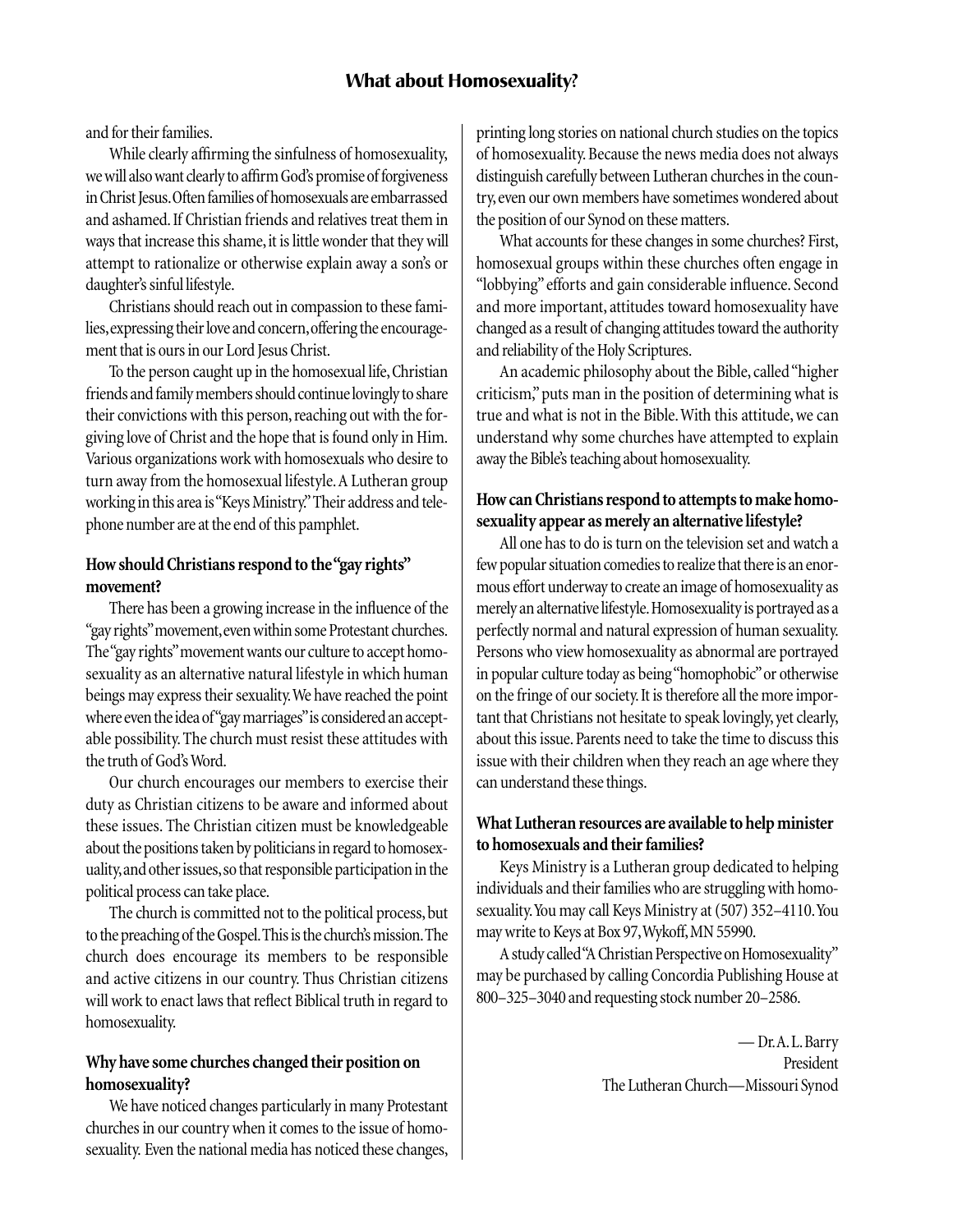and for their families.

While clearly affirming the sinfulness of homosexuality, we will also want clearly to affirm God's promise of forgiveness in Christ Jesus. Often families of homosexuals are embarrassed and ashamed. If Christian friends and relatives treat them in ways that increase this shame, it is little wonder that they will attempt to rationalize or otherwise explain away a son's or daughter's sinful lifestyle.

Christians should reach out in compassion to these families, expressing their love and concern, offering the encouragement that is ours in our Lord Jesus Christ.

To the person caught up in the homosexual life, Christian friends and family members should continue lovingly to share their convictions with this person, reaching out with the forgiving love of Christ and the hope that is found only in Him. Various organizations work with homosexuals who desire to turn away from the homosexual lifestyle. A Lutheran group working in this area is "Keys Ministry." Their address and telephone number are at the end of this pamphlet.

### How should Christians respond to the "gay rights" movement?

There has been a growing increase in the influence of the "gay rights" movement, even within some Protestant churches. The "gay rights" movement wants our culture to accept homosexuality as an alternative natural lifestyle in which human beings may express their sexuality. We have reached the point where even the idea of "gay marriages" is considered an acceptable possibility. The church must resist these attitudes with the truth of God's Word.

Our church encourages our members to exercise their duty as Christian citizens to be aware and informed about these issues. The Christian citizen must be knowledgeable about the positions taken by politicians in regard to homosexuality, and other issues, so that responsible participation in the political process can take place.

The church is committed not to the political process, but to the preaching of the Gospel. This is the church's mission. The church does encourage its members to be responsible and active citizens in our country. Thus Christian citizens will work to enact laws that reflect Biblical truth in regard to homosexuality.

### Why have some churches changed their position on homosexuality?

We have noticed changes particularly in many Protestant churches in our country when it comes to the issue of homosexuality. Even the national media has noticed these changes, printing long stories on national church studies on the topics of homosexuality. Because the news media does not always distinguish carefully between Lutheran churches in the country, even our own members have sometimes wondered about the position of our Synod on these matters.

What accounts for these changes in some churches? First, homosexual groups within these churches often engage in "lobbying" efforts and gain considerable influence. Second and more important, attitudes toward homosexuality have changed as a result of changing attitudes toward the authority and reliability of the Holy Scriptures.

An academic philosophy about the Bible, called "higher criticism," puts man in the position of determining what is true and what is not in the Bible. With this attitude, we can understand why some churches have attempted to explain away the Bible's teaching about homosexuality.

### How can Christians respond to attempts to make homosexuality appear as merely an alternative lifestyle?

All one has to do is turn on the television set and watch a few popular situation comedies to realize that there is an enormous effort underway to create an image of homosexuality as merely an alternative lifestyle. Homosexuality is portrayed as a perfectly normal and natural expression of human sexuality. Persons who view homosexuality as abnormal are portrayed in popular culture today as being "homophobic" or otherwise on the fringe of our society. It is therefore all the more important that Christians not hesitate to speak lovingly, yet clearly, about this issue. Parents need to take the time to discuss this issue with their children when they reach an age where they can understand these things.

### What Lutheran resources are available to help minister to homosexuals and their families?

Keys Ministry is a Lutheran group dedicated to helping individuals and their families who are struggling with homosexuality. You may call Keys Ministry at (507) 352–4110. You may write to Keys at Box 97, Wykoff, MN 55990.

A study called "A Christian Perspective on Homosexuality" may be purchased by calling Concordia Publishing House at 800–325–3040 and requesting stock number 20–2586.

— Dr. A. L. Barry
President
The Lutheran Church—Missouri Synod